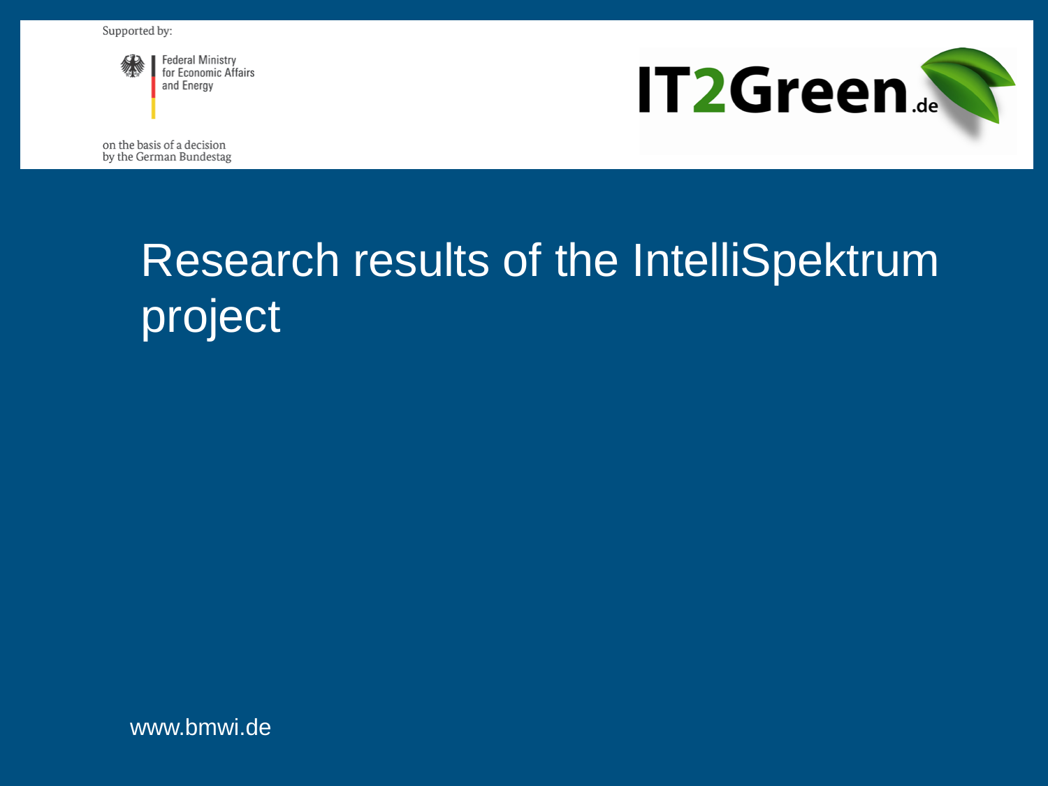Supported by:

Federal Ministry for Economic Affairs and Energy

on the basis of a decision by the German Bundestag

IT2Green.de

# Research results of the IntelliSpektrum project

www.bmwi.de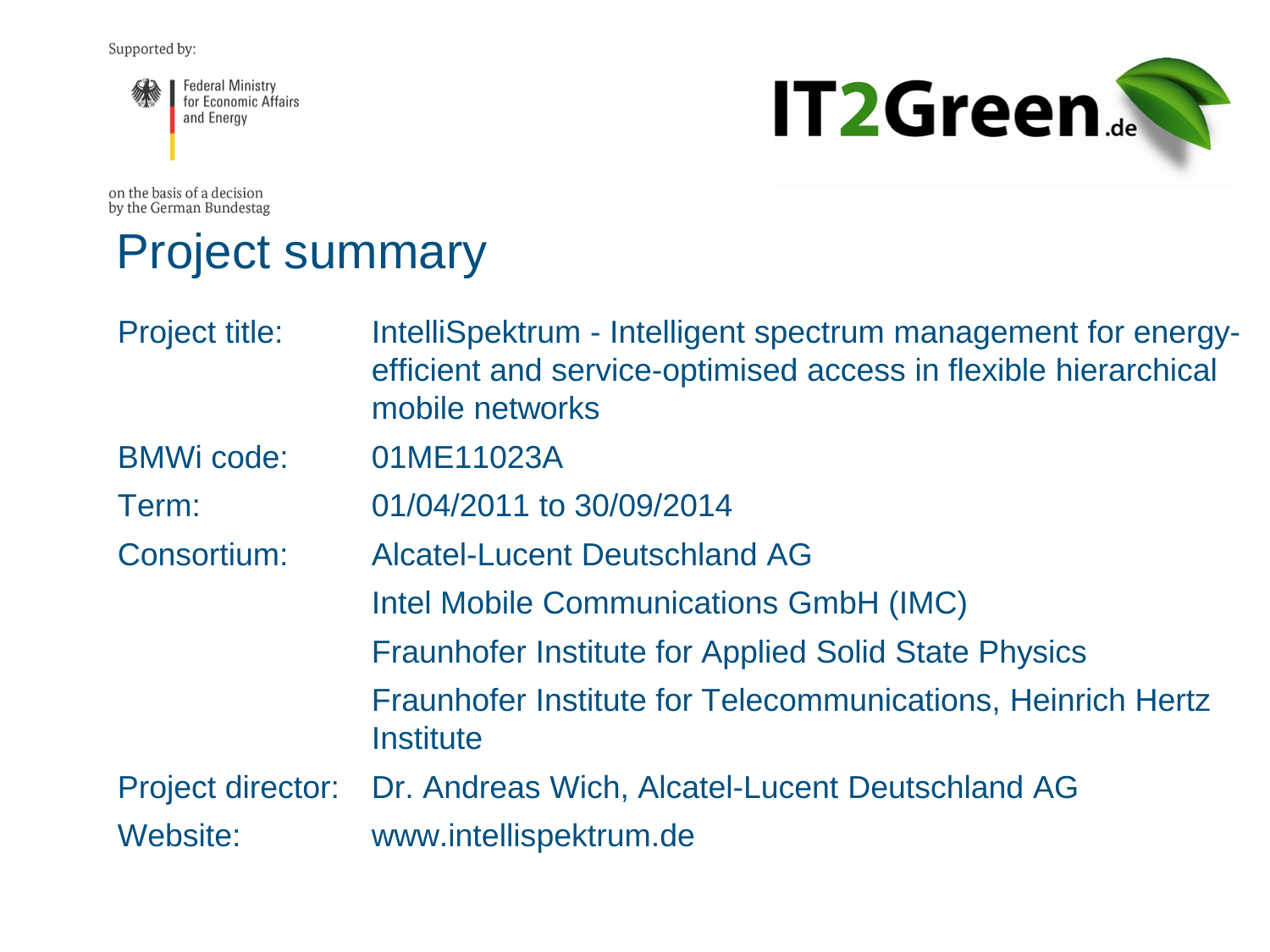Supported by:

Federal Ministry for Economic Affairs and Energy

on the basis of a decision by the German Bundestag

IT2Green.de

# Project summary

| | |
|---|---|
| Project title: | IntelliSpektrum - Intelligent spectrum management for energy-efficient and service-optimised access in flexible hierarchical mobile networks |
| BMWi code: | 01ME11023A |
| Term: | 01/04/2011 to 30/09/2014 |
| Consortium: | Alcatel-Lucent Deutschland AG |
| | Intel Mobile Communications GmbH (IMC) |
| | Fraunhofer Institute for Applied Solid State Physics |
| | Fraunhofer Institute for Telecommunications, Heinrich Hertz Institute |
| Project director: | Dr. Andreas Wich, Alcatel-Lucent Deutschland AG |
| Website: | www.intellispektrum.de |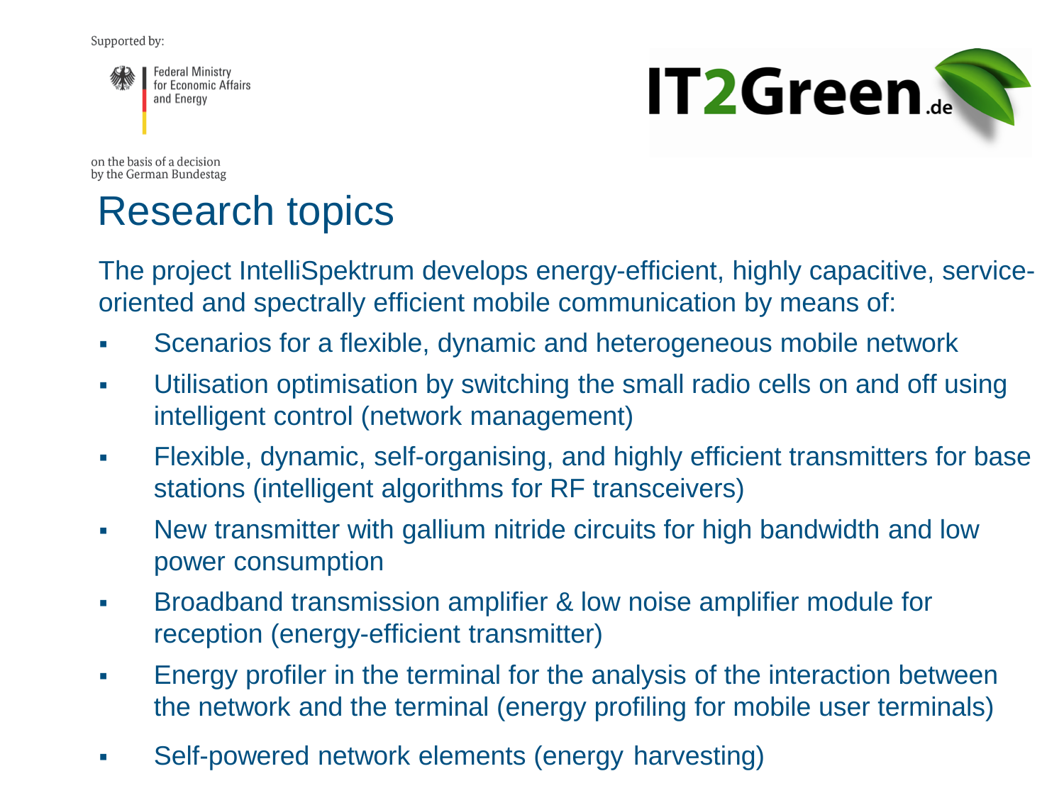Supported by:

Federal Ministry for Economic Affairs and Energy

on the basis of a decision by the German Bundestag

IT2Green.de

# Research topics

The project IntelliSpektrum develops energy-efficient, highly capacitive, service-oriented and spectrally efficient mobile communication by means of:

- Scenarios for a flexible, dynamic and heterogeneous mobile network
- Utilisation optimisation by switching the small radio cells on and off using intelligent control (network management)
- Flexible, dynamic, self-organising, and highly efficient transmitters for base stations (intelligent algorithms for RF transceivers)
- New transmitter with gallium nitride circuits for high bandwidth and low power consumption
- Broadband transmission amplifier & low noise amplifier module for reception (energy-efficient transmitter)
- Energy profiler in the terminal for the analysis of the interaction between the network and the terminal (energy profiling for mobile user terminals)
- Self-powered network elements (energy harvesting)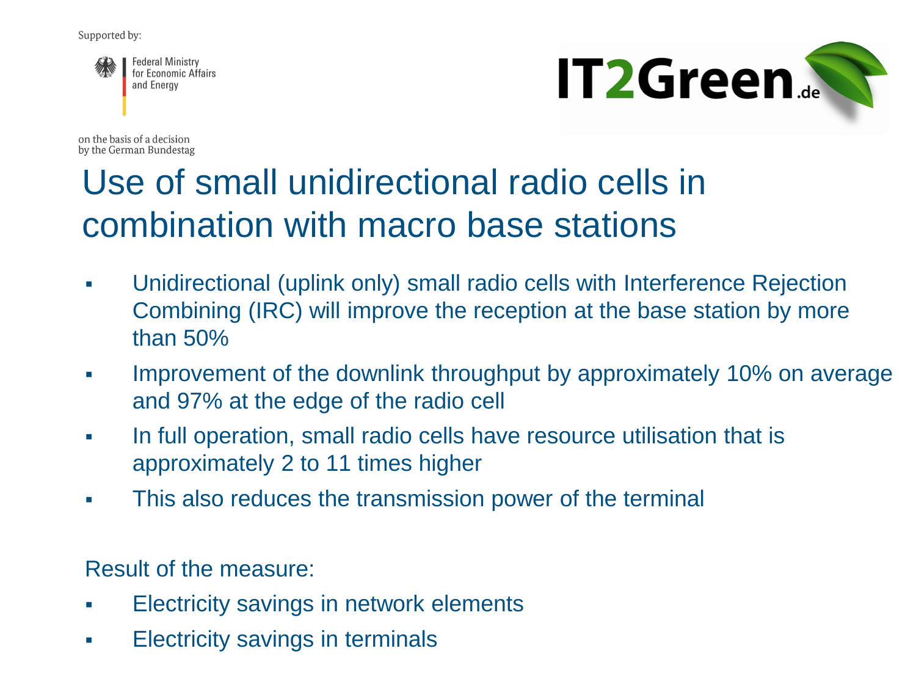Supported by:

Federal Ministry for Economic Affairs and Energy

on the basis of a decision by the German Bundestag

IT2Green.de

# Use of small unidirectional radio cells in combination with macro base stations

- Unidirectional (uplink only) small radio cells with Interference Rejection Combining (IRC) will improve the reception at the base station by more than 50%
- Improvement of the downlink throughput by approximately 10% on average and 97% at the edge of the radio cell
- In full operation, small radio cells have resource utilisation that is approximately 2 to 11 times higher
- This also reduces the transmission power of the terminal

Result of the measure:

- Electricity savings in network elements
- Electricity savings in terminals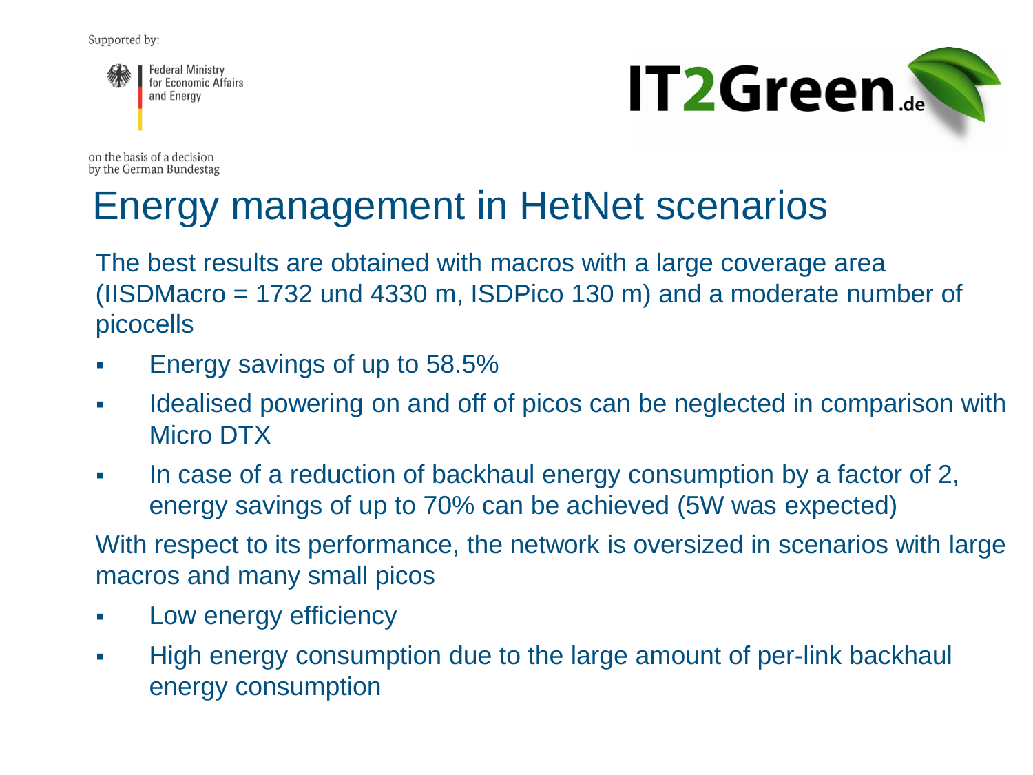Supported by:

Federal Ministry for Economic Affairs and Energy

on the basis of a decision by the German Bundestag

IT2Green.de

# Energy management in HetNet scenarios

The best results are obtained with macros with a large coverage area (IISDMacro = 1732 und 4330 m, ISDPico 130 m) and a moderate number of picocells

- Energy savings of up to 58.5%
- Idealised powering on and off of picos can be neglected in comparison with Micro DTX
- In case of a reduction of backhaul energy consumption by a factor of 2, energy savings of up to 70% can be achieved (5W was expected)

With respect to its performance, the network is oversized in scenarios with large macros and many small picos

- Low energy efficiency
- High energy consumption due to the large amount of per-link backhaul energy consumption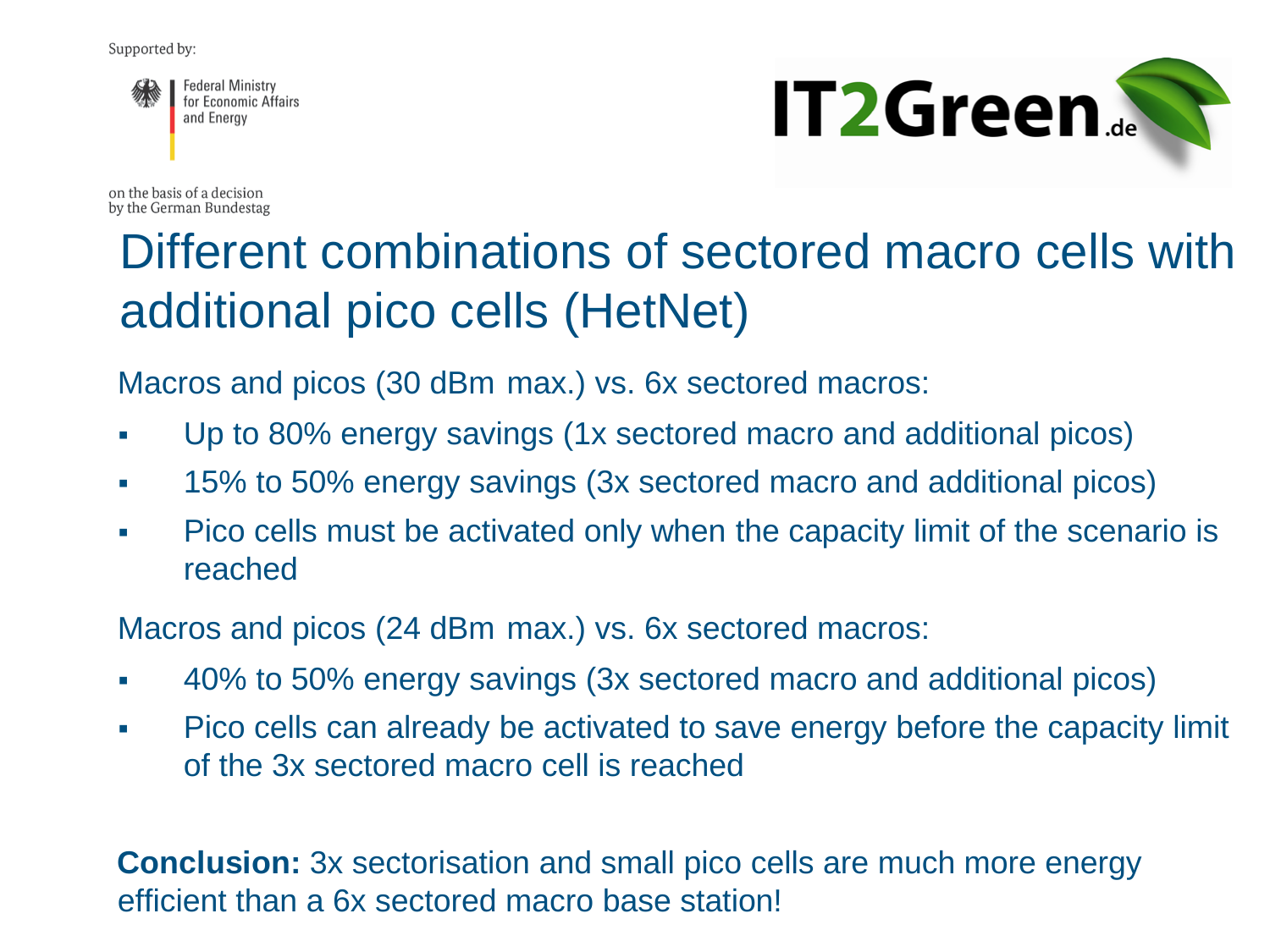# Different combinations of sectored macro cells with additional pico cells (HetNet)

Macros and picos (30 dBm max.) vs. 6x sectored macros:

- Up to 80% energy savings (1x sectored macro and additional picos)
- 15% to 50% energy savings (3x sectored macro and additional picos)
- Pico cells must be activated only when the capacity limit of the scenario is reached

Macros and picos (24 dBm max.) vs. 6x sectored macros:

- 40% to 50% energy savings (3x sectored macro and additional picos)
- Pico cells can already be activated to save energy before the capacity limit of the 3x sectored macro cell is reached

**Conclusion:** 3x sectorisation and small pico cells are much more energy efficient than a 6x sectored macro base station!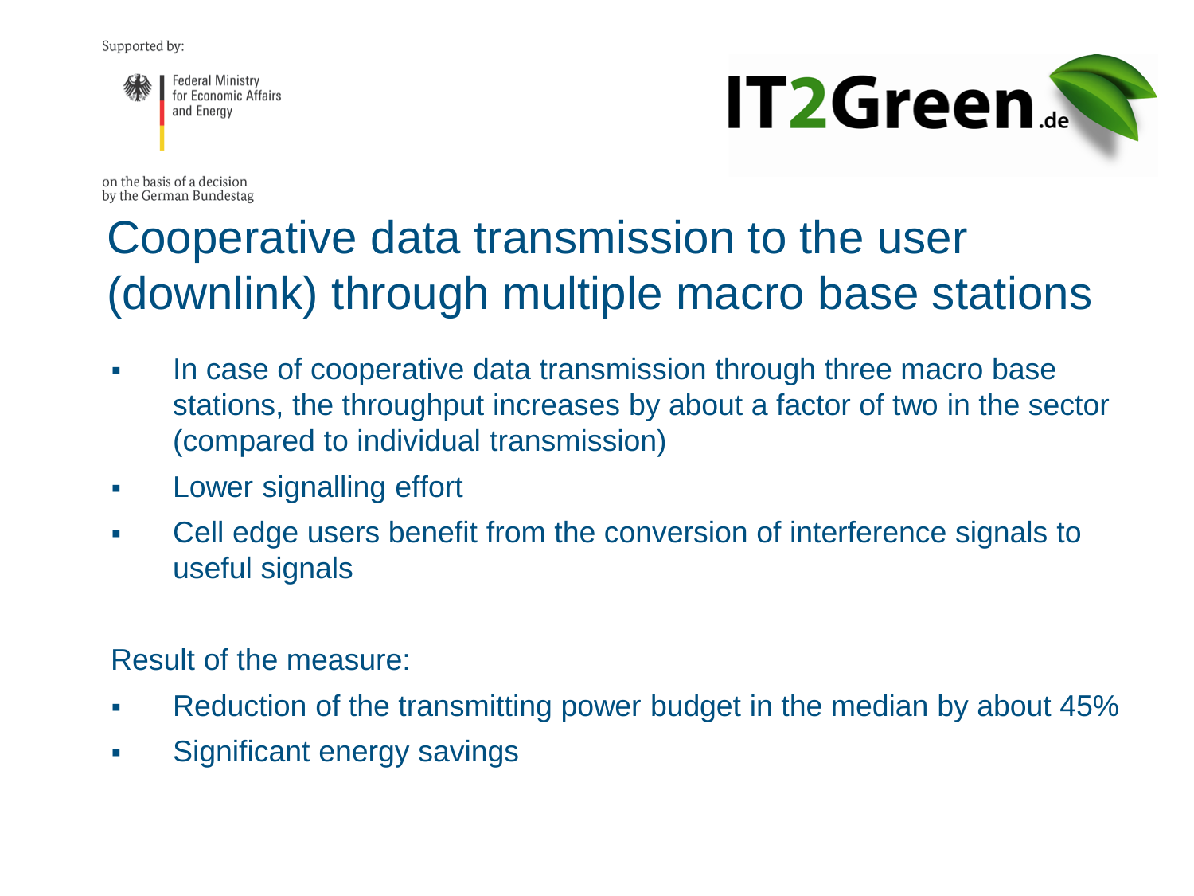Supported by:

Federal Ministry for Economic Affairs and Energy

on the basis of a decision by the German Bundestag

IT2Green.de

# Cooperative data transmission to the user (downlink) through multiple macro base stations

- In case of cooperative data transmission through three macro base stations, the throughput increases by about a factor of two in the sector (compared to individual transmission)
- Lower signalling effort
- Cell edge users benefit from the conversion of interference signals to useful signals

Result of the measure:

- Reduction of the transmitting power budget in the median by about 45%
- Significant energy savings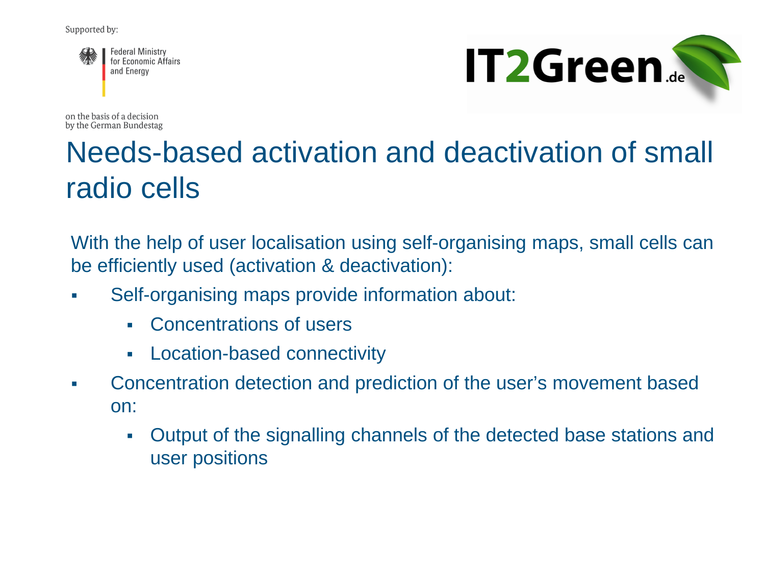Supported by:

Federal Ministry for Economic Affairs and Energy

on the basis of a decision by the German Bundestag

IT2Green.de

# Needs-based activation and deactivation of small radio cells

With the help of user localisation using self-organising maps, small cells can be efficiently used (activation & deactivation):

- Self-organising maps provide information about:
  - Concentrations of users
  - Location-based connectivity
- Concentration detection and prediction of the user's movement based on:
  - Output of the signalling channels of the detected base stations and user positions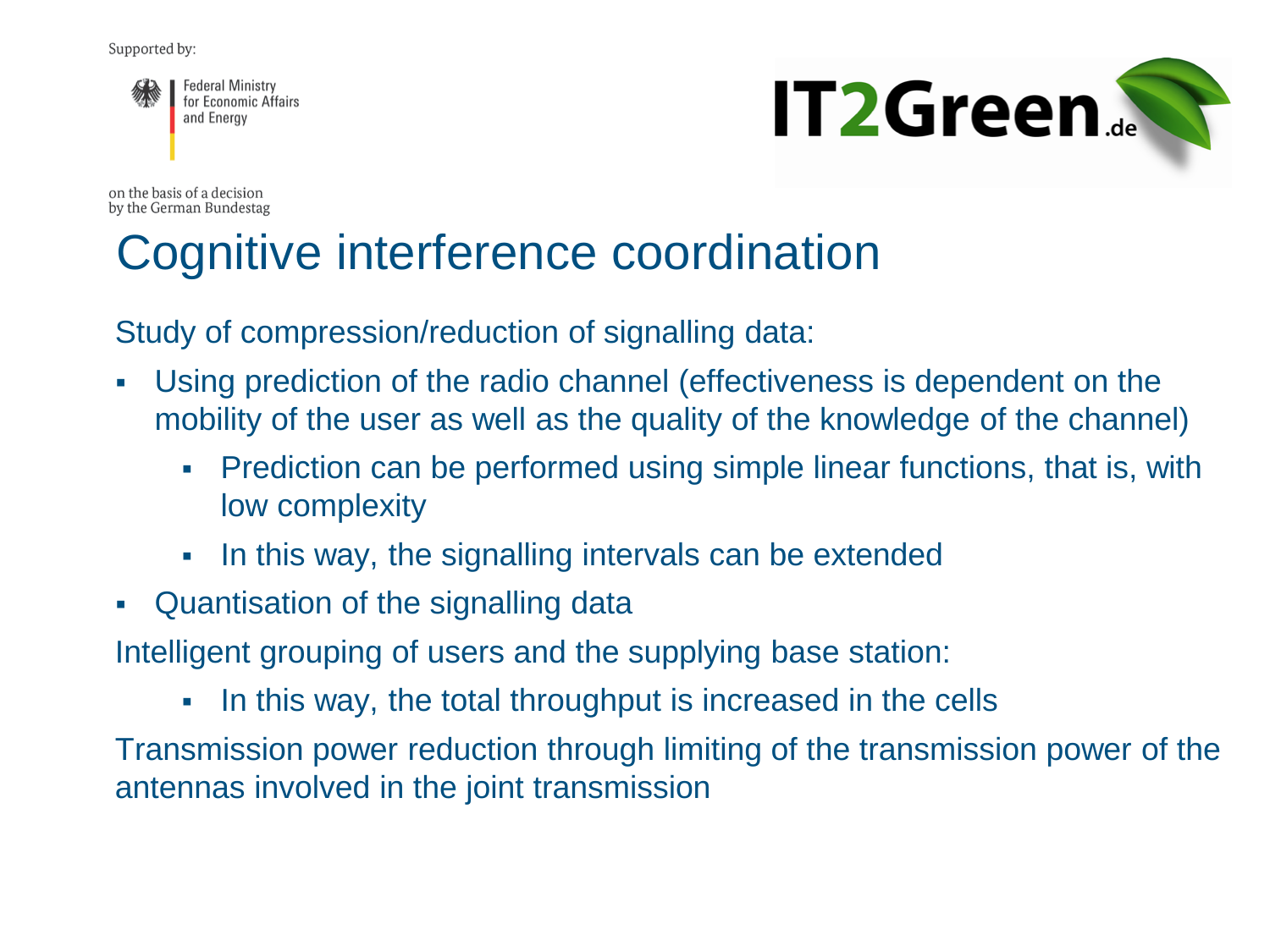# Cognitive interference coordination

Study of compression/reduction of signalling data:

- Using prediction of the radio channel (effectiveness is dependent on the mobility of the user as well as the quality of the knowledge of the channel)
  - Prediction can be performed using simple linear functions, that is, with low complexity
  - In this way, the signalling intervals can be extended
- Quantisation of the signalling data

Intelligent grouping of users and the supplying base station:

- In this way, the total throughput is increased in the cells

Transmission power reduction through limiting of the transmission power of the antennas involved in the joint transmission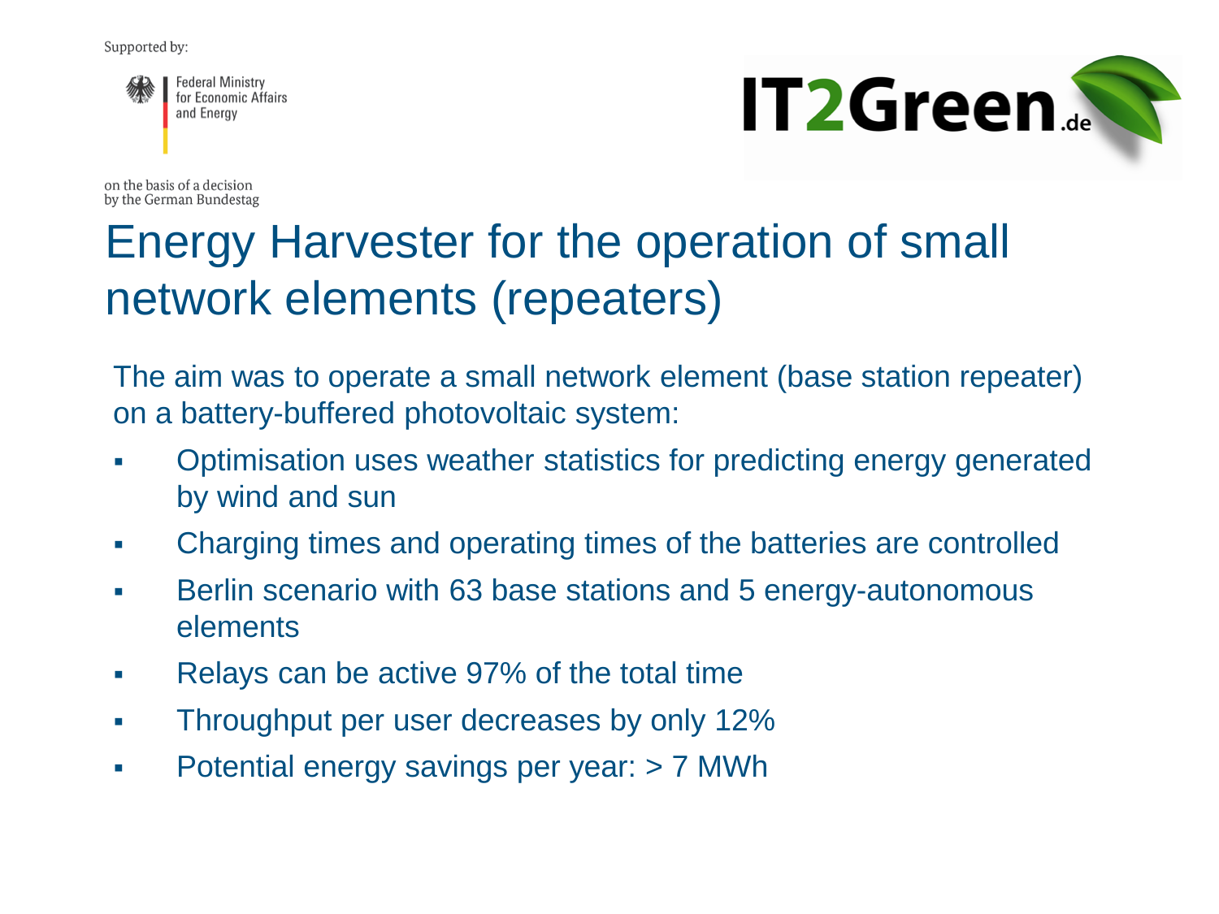Supported by:

Federal Ministry for Economic Affairs and Energy

on the basis of a decision by the German Bundestag

IT2Green.de

# Energy Harvester for the operation of small network elements (repeaters)

The aim was to operate a small network element (base station repeater) on a battery-buffered photovoltaic system:

- Optimisation uses weather statistics for predicting energy generated by wind and sun
- Charging times and operating times of the batteries are controlled
- Berlin scenario with 63 base stations and 5 energy-autonomous elements
- Relays can be active 97% of the total time
- Throughput per user decreases by only 12%
- Potential energy savings per year: > 7 MWh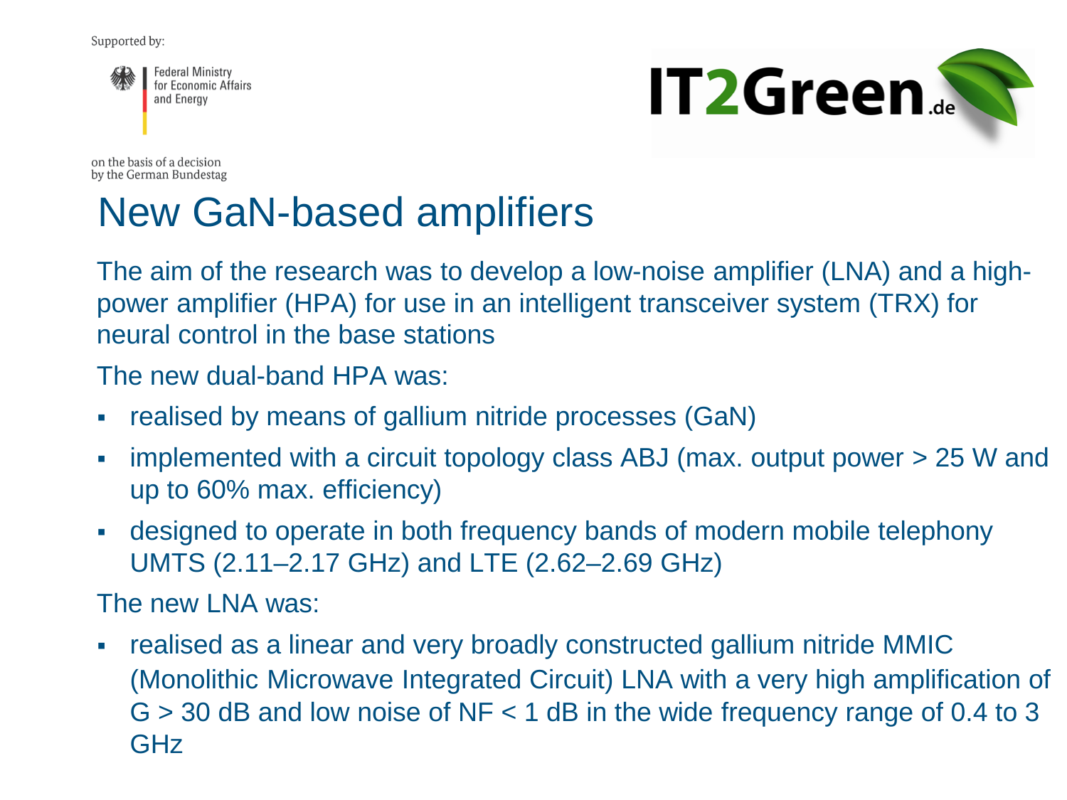Supported by:

Federal Ministry for Economic Affairs and Energy

on the basis of a decision by the German Bundestag

IT2Green.de

# New GaN-based amplifiers

The aim of the research was to develop a low-noise amplifier (LNA) and a high-power amplifier (HPA) for use in an intelligent transceiver system (TRX) for neural control in the base stations

The new dual-band HPA was:

- realised by means of gallium nitride processes (GaN)
- implemented with a circuit topology class ABJ (max. output power > 25 W and up to 60% max. efficiency)
- designed to operate in both frequency bands of modern mobile telephony UMTS (2.11–2.17 GHz) and LTE (2.62–2.69 GHz)

The new LNA was:

- realised as a linear and very broadly constructed gallium nitride MMIC (Monolithic Microwave Integrated Circuit) LNA with a very high amplification of $G > 30$ dB and low noise of $NF < 1$ dB in the wide frequency range of 0.4 to 3 GHz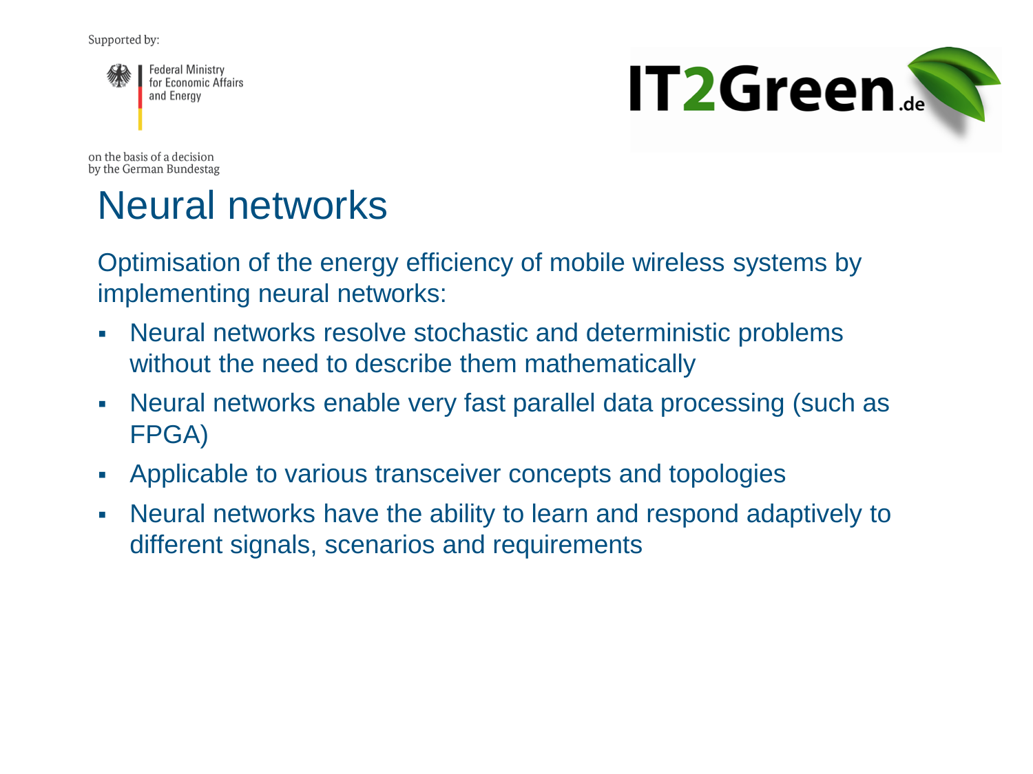Supported by:

Federal Ministry for Economic Affairs and Energy

on the basis of a decision by the German Bundestag

IT2Green.de

# Neural networks

Optimisation of the energy efficiency of mobile wireless systems by implementing neural networks:

- Neural networks resolve stochastic and deterministic problems without the need to describe them mathematically
- Neural networks enable very fast parallel data processing (such as FPGA)
- Applicable to various transceiver concepts and topologies
- Neural networks have the ability to learn and respond adaptively to different signals, scenarios and requirements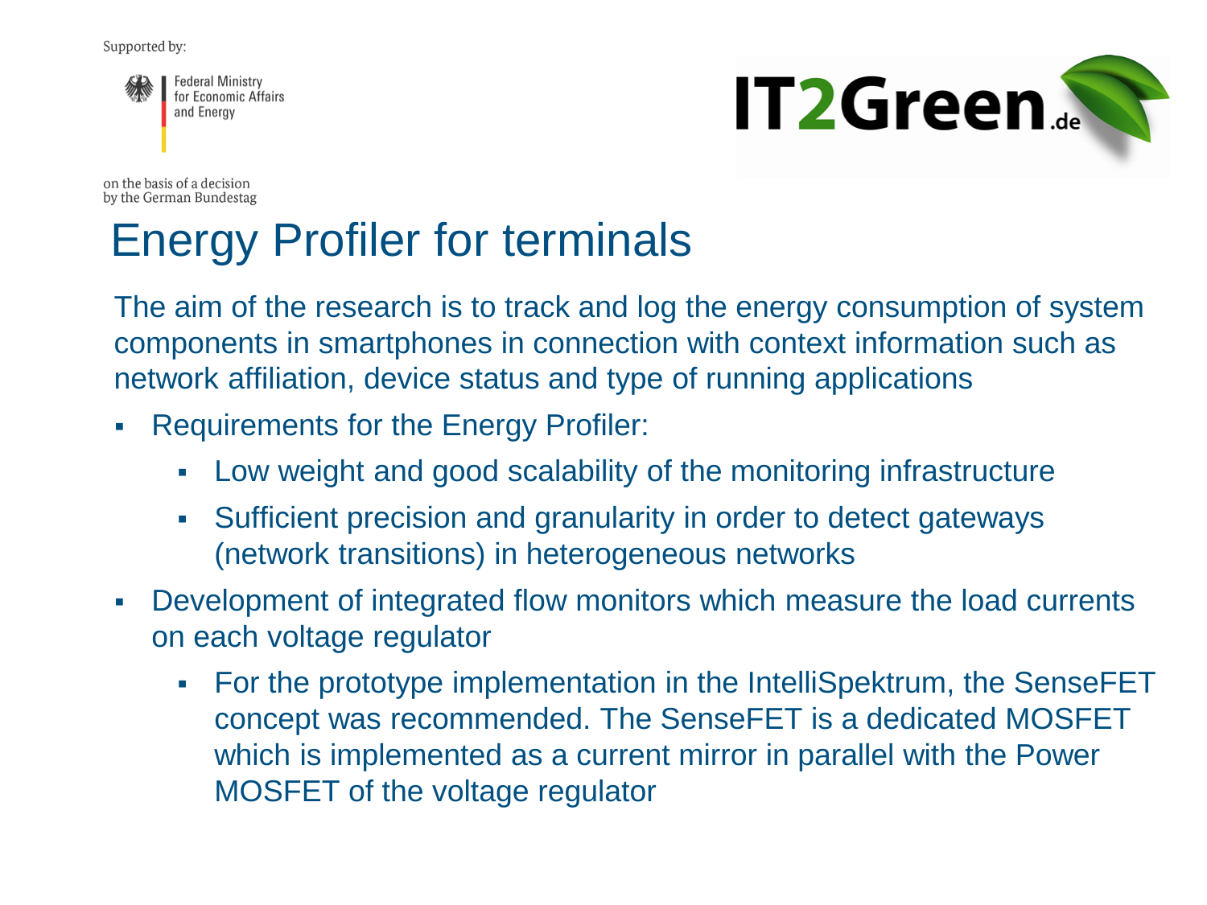Supported by:

Federal Ministry for Economic Affairs and Energy

on the basis of a decision by the German Bundestag

IT2Green.de

# Energy Profiler for terminals

The aim of the research is to track and log the energy consumption of system components in smartphones in connection with context information such as network affiliation, device status and type of running applications

- Requirements for the Energy Profiler:
  - Low weight and good scalability of the monitoring infrastructure
  - Sufficient precision and granularity in order to detect gateways (network transitions) in heterogeneous networks
- Development of integrated flow monitors which measure the load currents on each voltage regulator
  - For the prototype implementation in the IntelliSpektrum, the SenseFET concept was recommended. The SenseFET is a dedicated MOSFET which is implemented as a current mirror in parallel with the Power MOSFET of the voltage regulator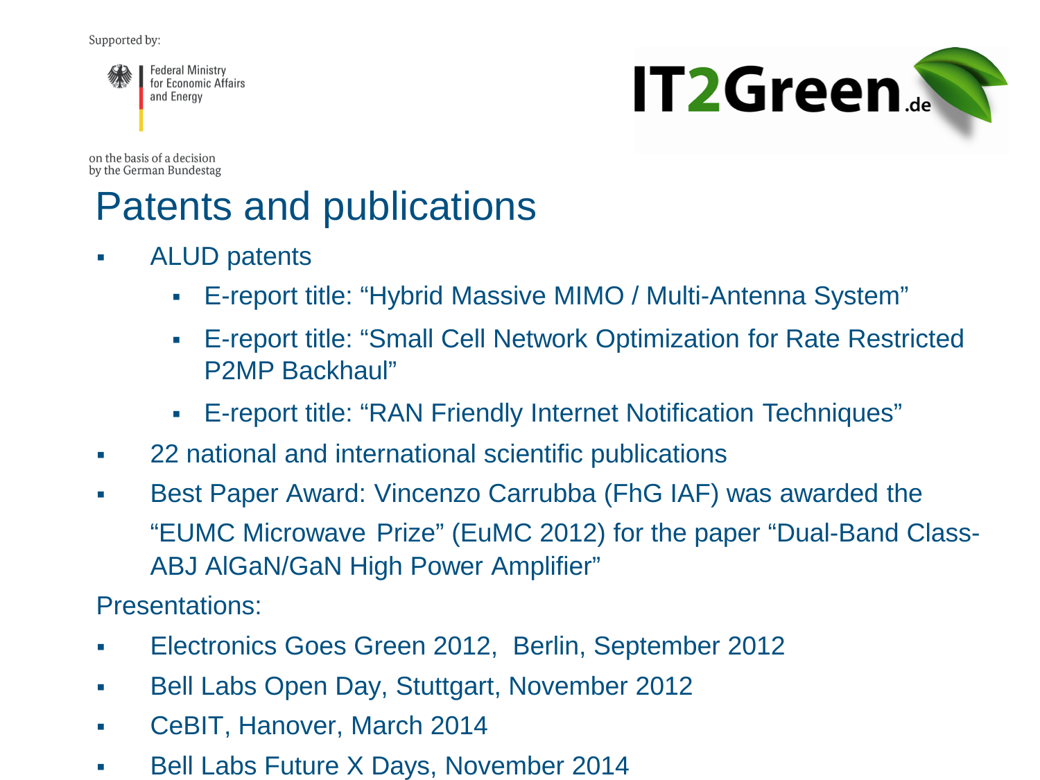Supported by:

Federal Ministry for Economic Affairs and Energy

on the basis of a decision by the German Bundestag

IT2Green.de

# Patents and publications

- ALUD patents
  - E-report title: “Hybrid Massive MIMO / Multi-Antenna System”
  - E-report title: “Small Cell Network Optimization for Rate Restricted P2MP Backhaul”
  - E-report title: “RAN Friendly Internet Notification Techniques”
- 22 national and international scientific publications
- Best Paper Award: Vincenzo Carrubba (FhG IAF) was awarded the “EUMC Microwave Prize” (EuMC 2012) for the paper “Dual-Band Class-ABJ AlGaN/GaN High Power Amplifier”

Presentations:

- Electronics Goes Green 2012, Berlin, September 2012
- Bell Labs Open Day, Stuttgart, November 2012
- CeBIT, Hanover, March 2014
- Bell Labs Future X Days, November 2014